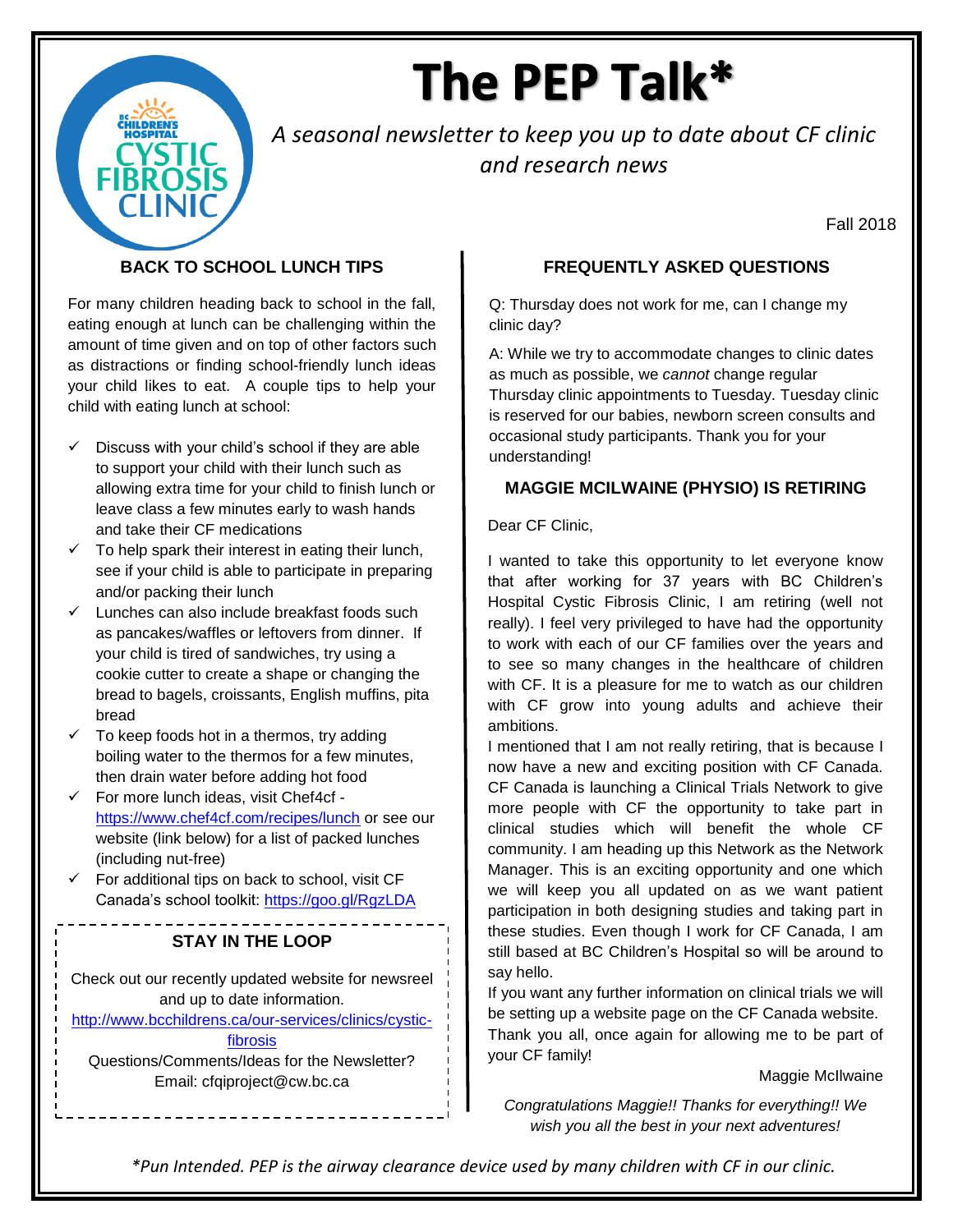# The PEP Talk*

*A seasonal newsletter to keep you up to date about CF clinic and research news*

Fall 2018

## BACK TO SCHOOL LUNCH TIPS

For many children heading back to school in the fall, eating enough at lunch can be challenging within the amount of time given and on top of other factors such as distractions or finding school-friendly lunch ideas your child likes to eat. A couple tips to help your child with eating lunch at school:

- ✓ Discuss with your child's school if they are able to support your child with their lunch such as allowing extra time for your child to finish lunch or leave class a few minutes early to wash hands and take their CF medications
- ✓ To help spark their interest in eating their lunch, see if your child is able to participate in preparing and/or packing their lunch
- ✓ Lunches can also include breakfast foods such as pancakes/waffles or leftovers from dinner. If your child is tired of sandwiches, try using a cookie cutter to create a shape or changing the bread to bagels, croissants, English muffins, pita bread
- ✓ To keep foods hot in a thermos, try adding boiling water to the thermos for a few minutes, then drain water before adding hot food
- ✓ For more lunch ideas, visit Chef4cf - https://www.chef4cf.com/recipes/lunch or see our website (link below) for a list of packed lunches (including nut-free)
- ✓ For additional tips on back to school, visit CF Canada's school toolkit: https://goo.gl/RgzLDA

## STAY IN THE LOOP

Check out our recently updated website for newsreel and up to date information.
http://www.bcchildrens.ca/our-services/clinics/cystic-fibrosis
Questions/Comments/Ideas for the Newsletter?
Email: cfqiproject@cw.bc.ca

## FREQUENTLY ASKED QUESTIONS

Q: Thursday does not work for me, can I change my clinic day?

A: While we try to accommodate changes to clinic dates as much as possible, we *cannot* change regular Thursday clinic appointments to Tuesday. Tuesday clinic is reserved for our babies, newborn screen consults and occasional study participants. Thank you for your understanding!

## MAGGIE MCILWAINE (PHYSIO) IS RETIRING

Dear CF Clinic,

I wanted to take this opportunity to let everyone know that after working for 37 years with BC Children's Hospital Cystic Fibrosis Clinic, I am retiring (well not really). I feel very privileged to have had the opportunity to work with each of our CF families over the years and to see so many changes in the healthcare of children with CF. It is a pleasure for me to watch as our children with CF grow into young adults and achieve their ambitions.

I mentioned that I am not really retiring, that is because I now have a new and exciting position with CF Canada. CF Canada is launching a Clinical Trials Network to give more people with CF the opportunity to take part in clinical studies which will benefit the whole CF community. I am heading up this Network as the Network Manager. This is an exciting opportunity and one which we will keep you all updated on as we want patient participation in both designing studies and taking part in these studies. Even though I work for CF Canada, I am still based at BC Children's Hospital so will be around to say hello.

If you want any further information on clinical trials we will be setting up a website page on the CF Canada website. Thank you all, once again for allowing me to be part of your CF family!

Maggie McIlwaine

*Congratulations Maggie!! Thanks for everything!! We wish you all the best in your next adventures!*

*\*Pun Intended. PEP is the airway clearance device used by many children with CF in our clinic.*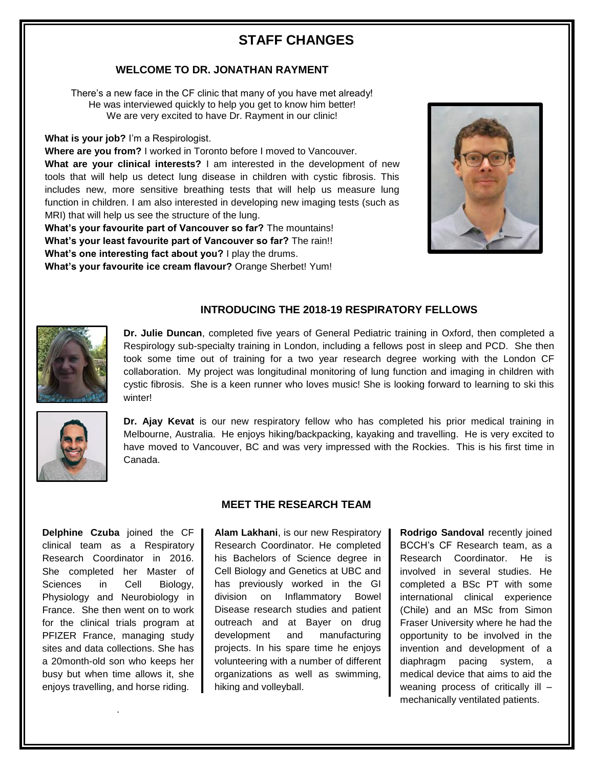# STAFF CHANGES

## WELCOME TO DR. JONATHAN RAYMENT

There's a new face in the CF clinic that many of you have met already!
He was interviewed quickly to help you get to know him better!
We are very excited to have Dr. Rayment in our clinic!

**What is your job?** I'm a Respirologist.

**Where are you from?** I worked in Toronto before I moved to Vancouver.

**What are your clinical interests?** I am interested in the development of new tools that will help us detect lung disease in children with cystic fibrosis. This includes new, more sensitive breathing tests that will help us measure lung function in children. I am also interested in developing new imaging tests (such as MRI) that will help us see the structure of the lung.

**What's your favourite part of Vancouver so far?** The mountains!

**What's your least favourite part of Vancouver so far?** The rain!!

**What's one interesting fact about you?** I play the drums.

**What's your favourite ice cream flavour?** Orange Sherbet! Yum!

## INTRODUCING THE 2018-19 RESPIRATORY FELLOWS

**Dr. Julie Duncan**, completed five years of General Pediatric training in Oxford, then completed a Respirology sub-specialty training in London, including a fellows post in sleep and PCD. She then took some time out of training for a two year research degree working with the London CF collaboration. My project was longitudinal monitoring of lung function and imaging in children with cystic fibrosis. She is a keen runner who loves music! She is looking forward to learning to ski this winter!

**Dr. Ajay Kevat** is our new respiratory fellow who has completed his prior medical training in Melbourne, Australia. He enjoys hiking/backpacking, kayaking and travelling. He is very excited to have moved to Vancouver, BC and was very impressed with the Rockies. This is his first time in Canada.

## MEET THE RESEARCH TEAM

**Delphine Czuba** joined the CF clinical team as a Respiratory Research Coordinator in 2016. She completed her Master of Sciences in Cell Biology, Physiology and Neurobiology in France. She then went on to work for the clinical trials program at PFIZER France, managing study sites and data collections. She has a 20month-old son who keeps her busy but when time allows it, she enjoys travelling, and horse riding.

**Alam Lakhani**, is our new Respiratory Research Coordinator. He completed his Bachelors of Science degree in Cell Biology and Genetics at UBC and has previously worked in the GI division on Inflammatory Bowel Disease research studies and patient outreach and at Bayer on drug development and manufacturing projects. In his spare time he enjoys volunteering with a number of different organizations as well as swimming, hiking and volleyball.

**Rodrigo Sandoval** recently joined BCCH's CF Research team, as a Research Coordinator. He is involved in several studies. He completed a BSc PT with some international clinical experience (Chile) and an MSc from Simon Fraser University where he had the opportunity to be involved in the invention and development of a diaphragm pacing system, a medical device that aims to aid the weaning process of critically ill – mechanically ventilated patients.